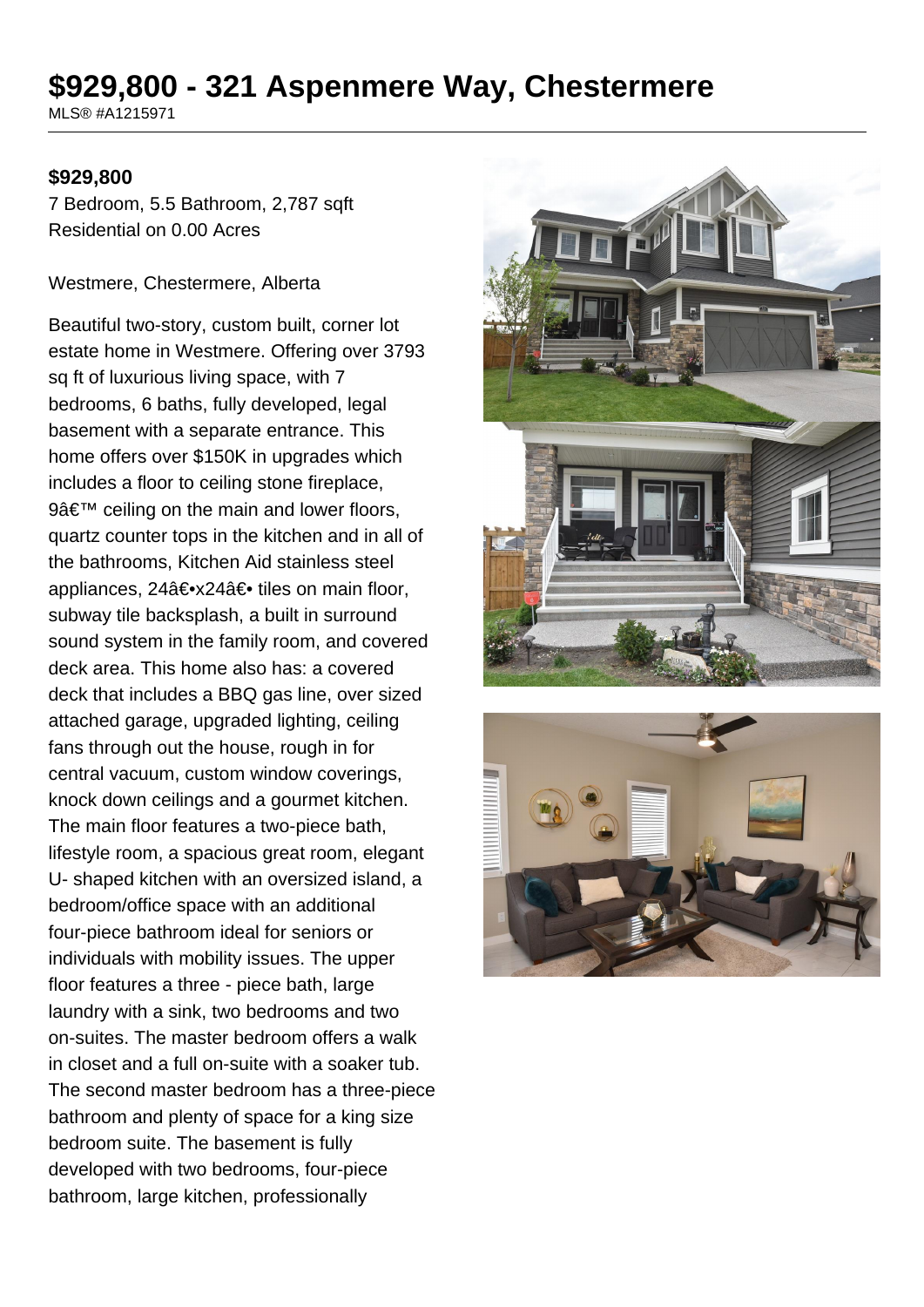# $929,800 - 321 Aspenmere Way, Chestermere

MLS® #A1215971

**$929,800**

7 Bedroom, 5.5 Bathroom, 2,787 sqft
Residential on 0.00 Acres

Westmere, Chestermere, Alberta

Beautiful two-story, custom built, corner lot estate home in Westmere. Offering over 3793 sq ft of luxurious living space, with 7 bedrooms, 6 baths, fully developed, legal basement with a separate entrance. This home offers over $150K in upgrades which includes a floor to ceiling stone fireplace, 9â€™ ceiling on the main and lower floors, quartz counter tops in the kitchen and in all of the bathrooms, Kitchen Aid stainless steel appliances, 24â€•x24â€• tiles on main floor, subway tile backsplash, a built in surround sound system in the family room, and covered deck area. This home also has: a covered deck that includes a BBQ gas line, over sized attached garage, upgraded lighting, ceiling fans through out the house, rough in for central vacuum, custom window coverings, knock down ceilings and a gourmet kitchen. The main floor features a two-piece bath, lifestyle room, a spacious great room, elegant U- shaped kitchen with an oversized island, a bedroom/office space with an additional four-piece bathroom ideal for seniors or individuals with mobility issues. The upper floor features a three - piece bath, large laundry with a sink, two bedrooms and two on-suites. The master bedroom offers a walk in closet and a full on-suite with a soaker tub. The second master bedroom has a three-piece bathroom and plenty of space for a king size bedroom suite. The basement is fully developed with two bedrooms, four-piece bathroom, large kitchen, professionally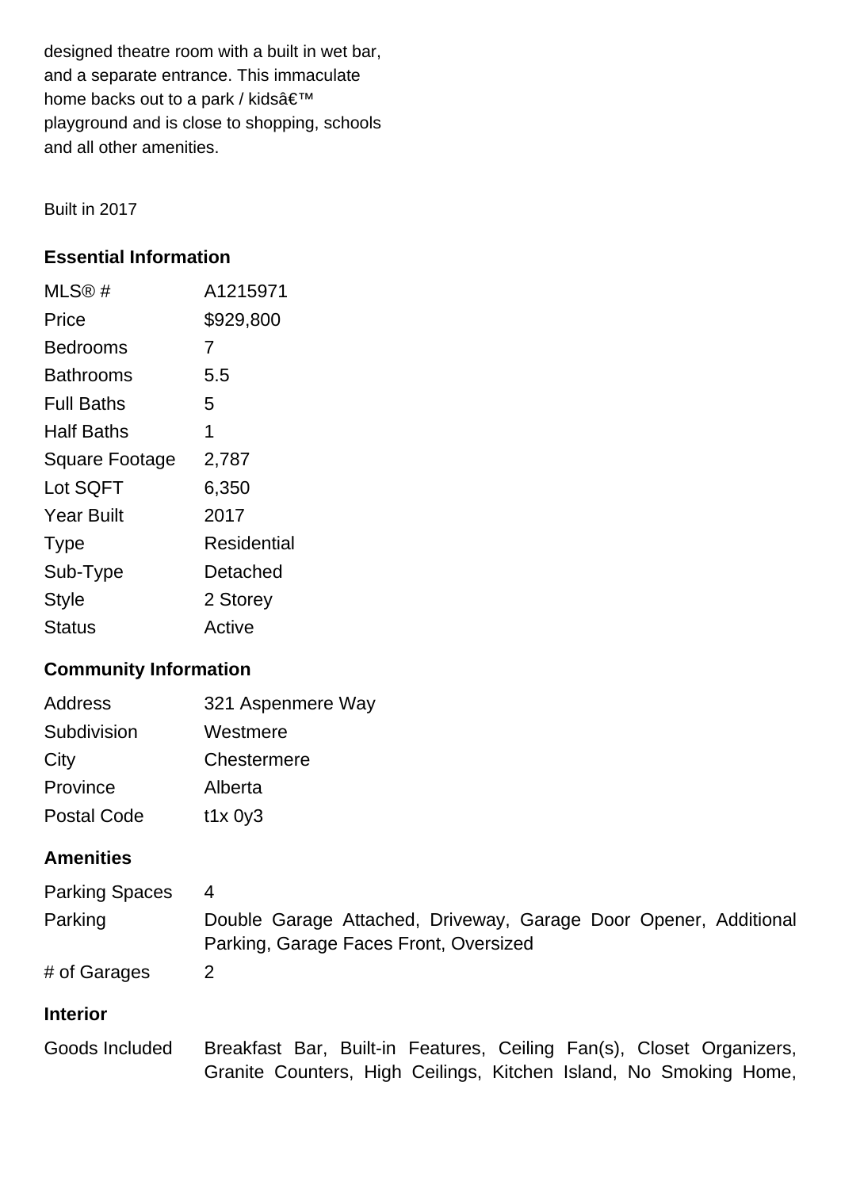designed theatre room with a built in wet bar, and a separate entrance. This immaculate home backs out to a park / kidsâ€™ playground and is close to shopping, schools and all other amenities.

Built in 2017

### Essential Information

| | |
|---|---|
| MLS® # | A1215971 |
| Price | $929,800 |
| Bedrooms | 7 |
| Bathrooms | 5.5 |
| Full Baths | 5 |
| Half Baths | 1 |
| Square Footage | 2,787 |
| Lot SQFT | 6,350 |
| Year Built | 2017 |
| Type | Residential |
| Sub-Type | Detached |
| Style | 2 Storey |
| Status | Active |

### Community Information

| | |
|---|---|
| Address | 321 Aspenmere Way |
| Subdivision | Westmere |
| City | Chestermere |
| Province | Alberta |
| Postal Code | t1x 0y3 |

### Amenities

| | |
|---|---|
| Parking Spaces | 4 |
| Parking | Double Garage Attached, Driveway, Garage Door Opener, Additional Parking, Garage Faces Front, Oversized |
| # of Garages | 2 |

### Interior

| | |
|---|---|
| Goods Included | Breakfast Bar, Built-in Features, Ceiling Fan(s), Closet Organizers, Granite Counters, High Ceilings, Kitchen Island, No Smoking Home, |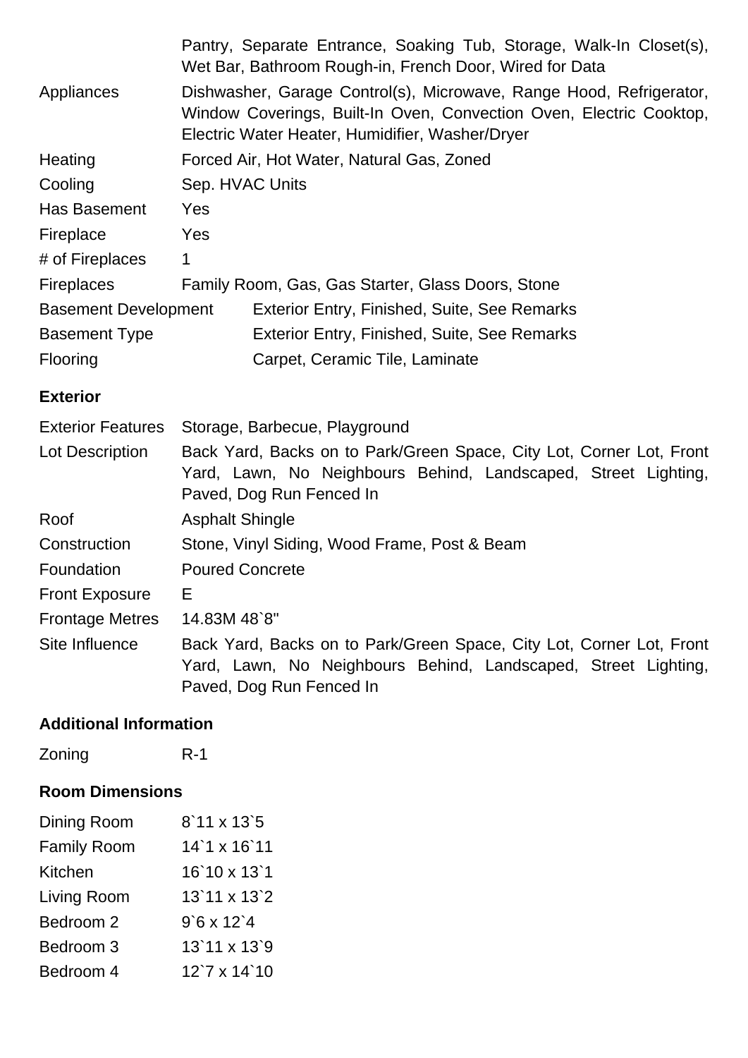| | |
|---|---|
| | Pantry, Separate Entrance, Soaking Tub, Storage, Walk-In Closet(s), Wet Bar, Bathroom Rough-in, French Door, Wired for Data |
| Appliances | Dishwasher, Garage Control(s), Microwave, Range Hood, Refrigerator, Window Coverings, Built-In Oven, Convection Oven, Electric Cooktop, Electric Water Heater, Humidifier, Washer/Dryer |
| Heating | Forced Air, Hot Water, Natural Gas, Zoned |
| Cooling | Sep. HVAC Units |
| Has Basement | Yes |
| Fireplace | Yes |
| # of Fireplaces | 1 |
| Fireplaces | Family Room, Gas, Gas Starter, Glass Doors, Stone |
| Basement Development | Exterior Entry, Finished, Suite, See Remarks |
| Basement Type | Exterior Entry, Finished, Suite, See Remarks |
| Flooring | Carpet, Ceramic Tile, Laminate |

### Exterior

| | |
|---|---|
| Exterior Features | Storage, Barbecue, Playground |
| Lot Description | Back Yard, Backs on to Park/Green Space, City Lot, Corner Lot, Front Yard, Lawn, No Neighbours Behind, Landscaped, Street Lighting, Paved, Dog Run Fenced In |
| Roof | Asphalt Shingle |
| Construction | Stone, Vinyl Siding, Wood Frame, Post & Beam |
| Foundation | Poured Concrete |
| Front Exposure | E |
| Frontage Metres | 14.83M 48`8" |
| Site Influence | Back Yard, Backs on to Park/Green Space, City Lot, Corner Lot, Front Yard, Lawn, No Neighbours Behind, Landscaped, Street Lighting, Paved, Dog Run Fenced In |

### Additional Information

| | |
|---|---|
| Zoning | R-1 |

### Room Dimensions

| | |
|---|---|
| Dining Room | 8`11 x 13`5 |
| Family Room | 14`1 x 16`11 |
| Kitchen | 16`10 x 13`1 |
| Living Room | 13`11 x 13`2 |
| Bedroom 2 | 9`6 x 12`4 |
| Bedroom 3 | 13`11 x 13`9 |
| Bedroom 4 | 12`7 x 14`10 |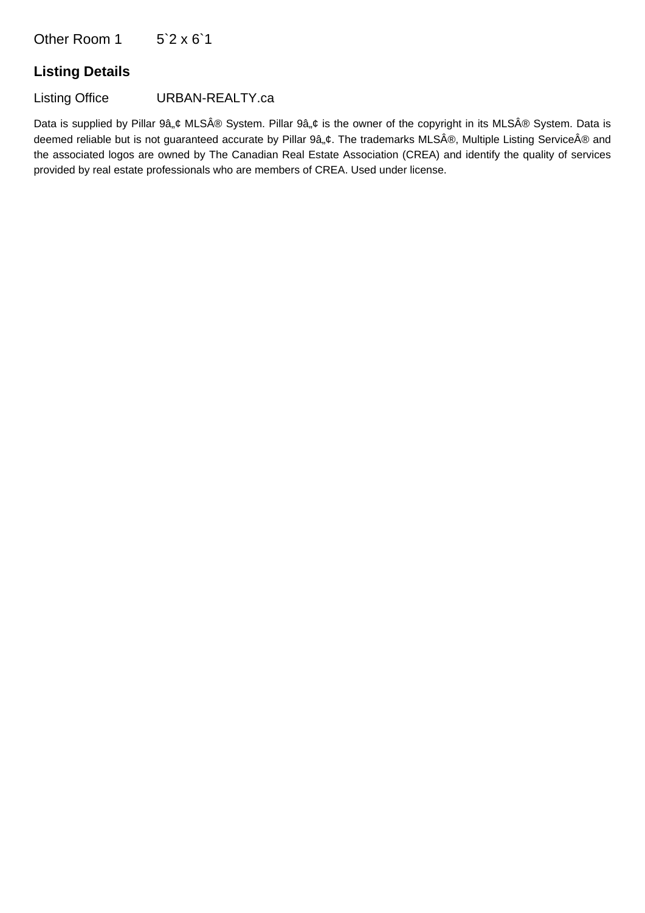Other Room 1 5`2 x 6`1

## Listing Details

Listing Office URBAN-REALTY.ca

Data is supplied by Pillar 9â„¢ MLSÂ® System. Pillar 9â„¢ is the owner of the copyright in its MLSÂ® System. Data is deemed reliable but is not guaranteed accurate by Pillar 9â„¢. The trademarks MLSÂ®, Multiple Listing ServiceÂ® and the associated logos are owned by The Canadian Real Estate Association (CREA) and identify the quality of services provided by real estate professionals who are members of CREA. Used under license.